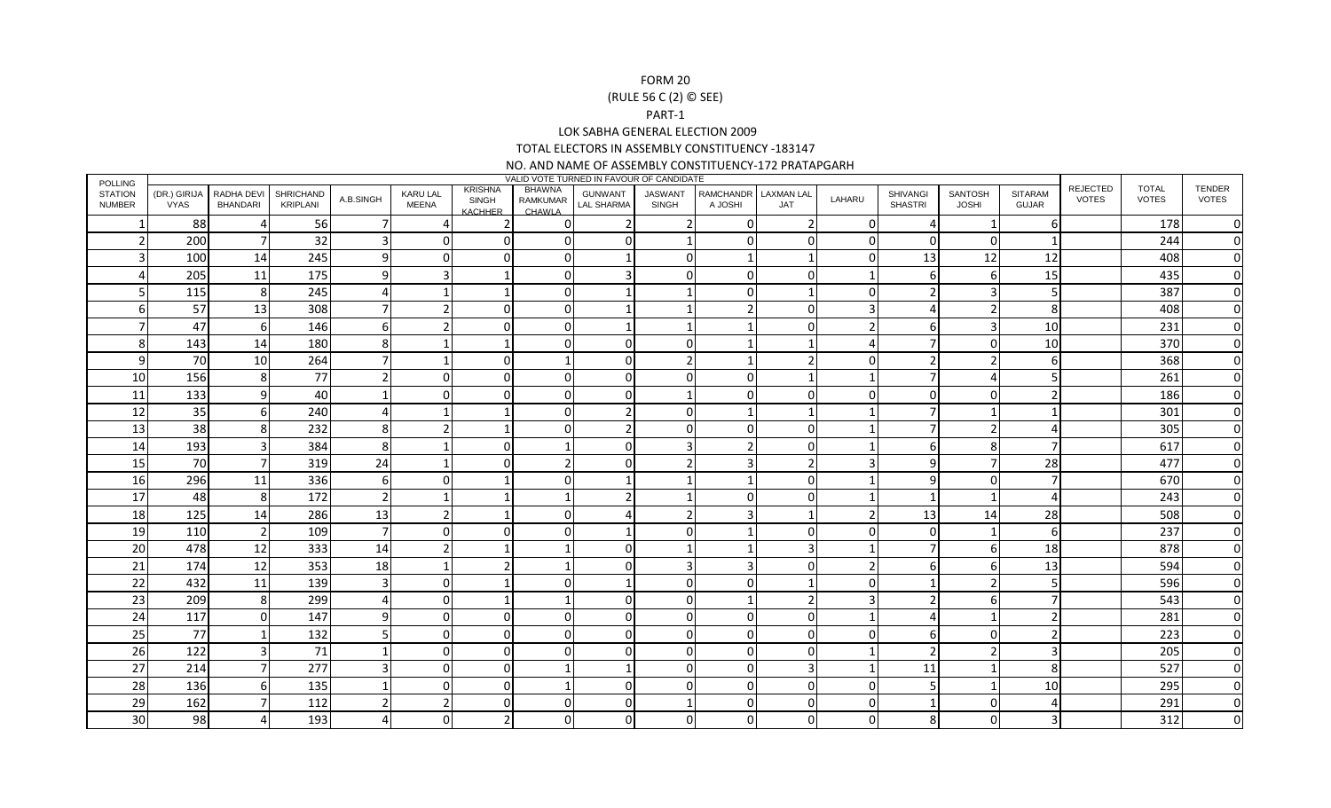FORM 20

(RULE 56 C (2) © SEE)

PART-1

LOK SABHA GENERAL ELECTION 2009

TOTAL ELECTORS IN ASSEMBLY CONSTITUENCY -183147

NO. AND NAME OF ASSEMBLY CONSTITUENCY-172 PRATAPGARH

| POLLING STATION NUMBER | VALID VOTE TURNED IN FAVOUR OF CANDIDATE | | | | | | | | | | | | | | | REJECTED VOTES | TOTAL VOTES | TENDER VOTES |
|---|---|---|---|---|---|---|---|---|---|---|---|---|---|---|---|---|---|---|
| | (DR.) GIRIJA VYAS | RADHA DEVI BHANDARI | SHRICHAND KRIPLANI | A.B.SINGH | KARU LAL MEENA | KRISHNA SINGH KACHHER | BHAWNA RAMKUMAR CHAWLA | GUNWANT LAL SHARMA | JASWANT SINGH | RAMCHANDR A JOSHI | LAXMAN LAL JAT | LAHARU | SHIVANGI SHASTRI | SANTOSH JOSHI | SITARAM GUJAR | | | |
| 1 | 88 | 4 | 56 | 7 | 4 | 2 | 0 | 2 | 2 | 0 | 2 | 0 | 4 | 1 | 6 | | 178 | 0 |
| 2 | 200 | 7 | 32 | 3 | 0 | 0 | 0 | 0 | 1 | 0 | 0 | 0 | 0 | 0 | 1 | | 244 | 0 |
| 3 | 100 | 14 | 245 | 9 | 0 | 0 | 0 | 1 | 0 | 1 | 1 | 0 | 13 | 12 | 12 | | 408 | 0 |
| 4 | 205 | 11 | 175 | 9 | 3 | 1 | 0 | 3 | 0 | 0 | 0 | 1 | 6 | 6 | 15 | | 435 | 0 |
| 5 | 115 | 8 | 245 | 4 | 1 | 1 | 0 | 1 | 1 | 0 | 1 | 0 | 2 | 3 | 5 | | 387 | 0 |
| 6 | 57 | 13 | 308 | 7 | 2 | 0 | 0 | 1 | 1 | 2 | 0 | 3 | 4 | 2 | 8 | | 408 | 0 |
| 7 | 47 | 6 | 146 | 6 | 2 | 0 | 0 | 1 | 1 | 1 | 0 | 2 | 6 | 3 | 10 | | 231 | 0 |
| 8 | 143 | 14 | 180 | 8 | 1 | 1 | 0 | 0 | 0 | 1 | 1 | 4 | 7 | 0 | 10 | | 370 | 0 |
| 9 | 70 | 10 | 264 | 7 | 1 | 0 | 1 | 0 | 2 | 1 | 2 | 0 | 2 | 2 | 6 | | 368 | 0 |
| 10 | 156 | 8 | 77 | 2 | 0 | 0 | 0 | 0 | 0 | 0 | 1 | 1 | 7 | 4 | 5 | | 261 | 0 |
| 11 | 133 | 9 | 40 | 1 | 0 | 0 | 0 | 0 | 1 | 0 | 0 | 0 | 0 | 0 | 2 | | 186 | 0 |
| 12 | 35 | 6 | 240 | 4 | 1 | 1 | 0 | 2 | 0 | 1 | 1 | 1 | 7 | 1 | 1 | | 301 | 0 |
| 13 | 38 | 8 | 232 | 8 | 2 | 1 | 0 | 2 | 0 | 0 | 0 | 1 | 7 | 2 | 4 | | 305 | 0 |
| 14 | 193 | 3 | 384 | 8 | 1 | 0 | 1 | 0 | 3 | 2 | 0 | 1 | 6 | 8 | 7 | | 617 | 0 |
| 15 | 70 | 7 | 319 | 24 | 1 | 0 | 2 | 0 | 2 | 3 | 2 | 3 | 9 | 7 | 28 | | 477 | 0 |
| 16 | 296 | 11 | 336 | 6 | 0 | 1 | 0 | 1 | 1 | 1 | 0 | 1 | 9 | 0 | 7 | | 670 | 0 |
| 17 | 48 | 8 | 172 | 2 | 1 | 1 | 1 | 2 | 1 | 0 | 0 | 1 | 1 | 1 | 4 | | 243 | 0 |
| 18 | 125 | 14 | 286 | 13 | 2 | 1 | 0 | 4 | 2 | 3 | 1 | 2 | 13 | 14 | 28 | | 508 | 0 |
| 19 | 110 | 2 | 109 | 7 | 0 | 0 | 0 | 1 | 0 | 1 | 0 | 0 | 0 | 1 | 6 | | 237 | 0 |
| 20 | 478 | 12 | 333 | 14 | 2 | 1 | 1 | 0 | 1 | 1 | 3 | 1 | 7 | 6 | 18 | | 878 | 0 |
| 21 | 174 | 12 | 353 | 18 | 1 | 2 | 1 | 0 | 3 | 3 | 0 | 2 | 6 | 6 | 13 | | 594 | 0 |
| 22 | 432 | 11 | 139 | 3 | 0 | 1 | 0 | 1 | 0 | 0 | 1 | 0 | 1 | 2 | 5 | | 596 | 0 |
| 23 | 209 | 8 | 299 | 4 | 0 | 1 | 1 | 0 | 0 | 1 | 2 | 3 | 2 | 6 | 7 | | 543 | 0 |
| 24 | 117 | 0 | 147 | 9 | 0 | 0 | 0 | 0 | 0 | 0 | 0 | 1 | 4 | 1 | 2 | | 281 | 0 |
| 25 | 77 | 1 | 132 | 5 | 0 | 0 | 0 | 0 | 0 | 0 | 0 | 0 | 6 | 0 | 2 | | 223 | 0 |
| 26 | 122 | 3 | 71 | 1 | 0 | 0 | 0 | 0 | 0 | 0 | 0 | 1 | 2 | 2 | 3 | | 205 | 0 |
| 27 | 214 | 7 | 277 | 3 | 0 | 0 | 1 | 1 | 0 | 0 | 3 | 1 | 11 | 1 | 8 | | 527 | 0 |
| 28 | 136 | 6 | 135 | 1 | 0 | 0 | 1 | 0 | 0 | 0 | 0 | 0 | 5 | 1 | 10 | | 295 | 0 |
| 29 | 162 | 7 | 112 | 2 | 2 | 0 | 0 | 0 | 1 | 0 | 0 | 0 | 1 | 0 | 4 | | 291 | 0 |
| 30 | 98 | 4 | 193 | 4 | 0 | 2 | 0 | 0 | 0 | 0 | 0 | 0 | 8 | 0 | 3 | | 312 | 0 |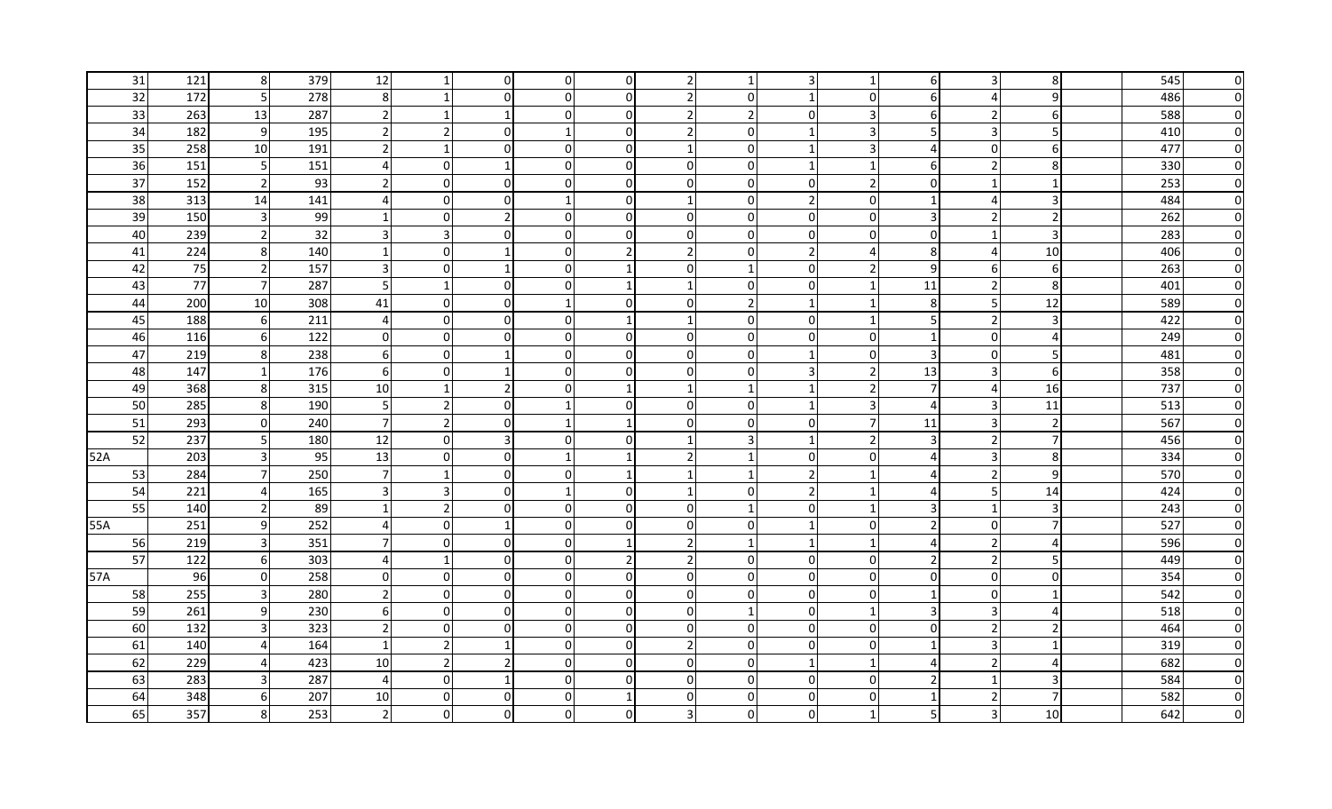| | | | | | | | | | | | | | | | | | | |
|---|---|---|---|---|---|---|---|---|---|---|---|---|---|---|---|---|---|---|
| 31 | 121 | 8 | 379 | 12 | 1 | 0 | 0 | 0 | 2 | 1 | 3 | 1 | 6 | 3 | 8 | | 545 | 0 |
| 32 | 172 | 5 | 278 | 8 | 1 | 0 | 0 | 0 | 2 | 0 | 1 | 0 | 6 | 4 | 9 | | 486 | 0 |
| 33 | 263 | 13 | 287 | 2 | 1 | 1 | 0 | 0 | 2 | 2 | 0 | 3 | 6 | 2 | 6 | | 588 | 0 |
| 34 | 182 | 9 | 195 | 2 | 2 | 0 | 1 | 0 | 2 | 0 | 1 | 3 | 5 | 3 | 5 | | 410 | 0 |
| 35 | 258 | 10 | 191 | 2 | 1 | 0 | 0 | 0 | 1 | 0 | 1 | 3 | 4 | 0 | 6 | | 477 | 0 |
| 36 | 151 | 5 | 151 | 4 | 0 | 1 | 0 | 0 | 0 | 0 | 1 | 1 | 6 | 2 | 8 | | 330 | 0 |
| 37 | 152 | 2 | 93 | 2 | 0 | 0 | 0 | 0 | 0 | 0 | 0 | 2 | 0 | 1 | 1 | | 253 | 0 |
| 38 | 313 | 14 | 141 | 4 | 0 | 0 | 1 | 0 | 1 | 0 | 2 | 0 | 1 | 4 | 3 | | 484 | 0 |
| 39 | 150 | 3 | 99 | 1 | 0 | 2 | 0 | 0 | 0 | 0 | 0 | 0 | 3 | 2 | 2 | | 262 | 0 |
| 40 | 239 | 2 | 32 | 3 | 3 | 0 | 0 | 0 | 0 | 0 | 0 | 0 | 0 | 1 | 3 | | 283 | 0 |
| 41 | 224 | 8 | 140 | 1 | 0 | 1 | 0 | 2 | 2 | 0 | 2 | 4 | 8 | 4 | 10 | | 406 | 0 |
| 42 | 75 | 2 | 157 | 3 | 0 | 1 | 0 | 1 | 0 | 1 | 0 | 2 | 9 | 6 | 6 | | 263 | 0 |
| 43 | 77 | 7 | 287 | 5 | 1 | 0 | 0 | 1 | 1 | 0 | 0 | 1 | 11 | 2 | 8 | | 401 | 0 |
| 44 | 200 | 10 | 308 | 41 | 0 | 0 | 1 | 0 | 0 | 2 | 1 | 1 | 8 | 5 | 12 | | 589 | 0 |
| 45 | 188 | 6 | 211 | 4 | 0 | 0 | 0 | 1 | 1 | 0 | 0 | 1 | 5 | 2 | 3 | | 422 | 0 |
| 46 | 116 | 6 | 122 | 0 | 0 | 0 | 0 | 0 | 0 | 0 | 0 | 0 | 1 | 0 | 4 | | 249 | 0 |
| 47 | 219 | 8 | 238 | 6 | 0 | 1 | 0 | 0 | 0 | 0 | 1 | 0 | 3 | 0 | 5 | | 481 | 0 |
| 48 | 147 | 1 | 176 | 6 | 0 | 1 | 0 | 0 | 0 | 0 | 3 | 2 | 13 | 3 | 6 | | 358 | 0 |
| 49 | 368 | 8 | 315 | 10 | 1 | 2 | 0 | 1 | 1 | 1 | 1 | 2 | 7 | 4 | 16 | | 737 | 0 |
| 50 | 285 | 8 | 190 | 5 | 2 | 0 | 1 | 0 | 0 | 0 | 1 | 3 | 4 | 3 | 11 | | 513 | 0 |
| 51 | 293 | 0 | 240 | 7 | 2 | 0 | 1 | 1 | 0 | 0 | 0 | 7 | 11 | 3 | 2 | | 567 | 0 |
| 52 | 237 | 5 | 180 | 12 | 0 | 3 | 0 | 0 | 1 | 3 | 1 | 2 | 3 | 2 | 7 | | 456 | 0 |
| 52A | 203 | 3 | 95 | 13 | 0 | 0 | 1 | 1 | 2 | 1 | 0 | 0 | 4 | 3 | 8 | | 334 | 0 |
| 53 | 284 | 7 | 250 | 7 | 1 | 0 | 0 | 1 | 1 | 1 | 2 | 1 | 4 | 2 | 9 | | 570 | 0 |
| 54 | 221 | 4 | 165 | 3 | 3 | 0 | 1 | 0 | 1 | 0 | 2 | 1 | 4 | 5 | 14 | | 424 | 0 |
| 55 | 140 | 2 | 89 | 1 | 2 | 0 | 0 | 0 | 0 | 1 | 0 | 1 | 3 | 1 | 3 | | 243 | 0 |
| 55A | 251 | 9 | 252 | 4 | 0 | 1 | 0 | 0 | 0 | 0 | 1 | 0 | 2 | 0 | 7 | | 527 | 0 |
| 56 | 219 | 3 | 351 | 7 | 0 | 0 | 0 | 1 | 2 | 1 | 1 | 1 | 4 | 2 | 4 | | 596 | 0 |
| 57 | 122 | 6 | 303 | 4 | 1 | 0 | 0 | 2 | 2 | 0 | 0 | 0 | 2 | 2 | 5 | | 449 | 0 |
| 57A | 96 | 0 | 258 | 0 | 0 | 0 | 0 | 0 | 0 | 0 | 0 | 0 | 0 | 0 | 0 | | 354 | 0 |
| 58 | 255 | 3 | 280 | 2 | 0 | 0 | 0 | 0 | 0 | 0 | 0 | 0 | 1 | 0 | 1 | | 542 | 0 |
| 59 | 261 | 9 | 230 | 6 | 0 | 0 | 0 | 0 | 0 | 1 | 0 | 1 | 3 | 3 | 4 | | 518 | 0 |
| 60 | 132 | 3 | 323 | 2 | 0 | 0 | 0 | 0 | 0 | 0 | 0 | 0 | 0 | 2 | 2 | | 464 | 0 |
| 61 | 140 | 4 | 164 | 1 | 2 | 1 | 0 | 0 | 2 | 0 | 0 | 0 | 1 | 3 | 1 | | 319 | 0 |
| 62 | 229 | 4 | 423 | 10 | 2 | 2 | 0 | 0 | 0 | 0 | 1 | 1 | 4 | 2 | 4 | | 682 | 0 |
| 63 | 283 | 3 | 287 | 4 | 0 | 1 | 0 | 0 | 0 | 0 | 0 | 0 | 2 | 1 | 3 | | 584 | 0 |
| 64 | 348 | 6 | 207 | 10 | 0 | 0 | 0 | 1 | 0 | 0 | 0 | 0 | 1 | 2 | 7 | | 582 | 0 |
| 65 | 357 | 8 | 253 | 2 | 0 | 0 | 0 | 0 | 3 | 0 | 0 | 1 | 5 | 3 | 10 | | 642 | 0 |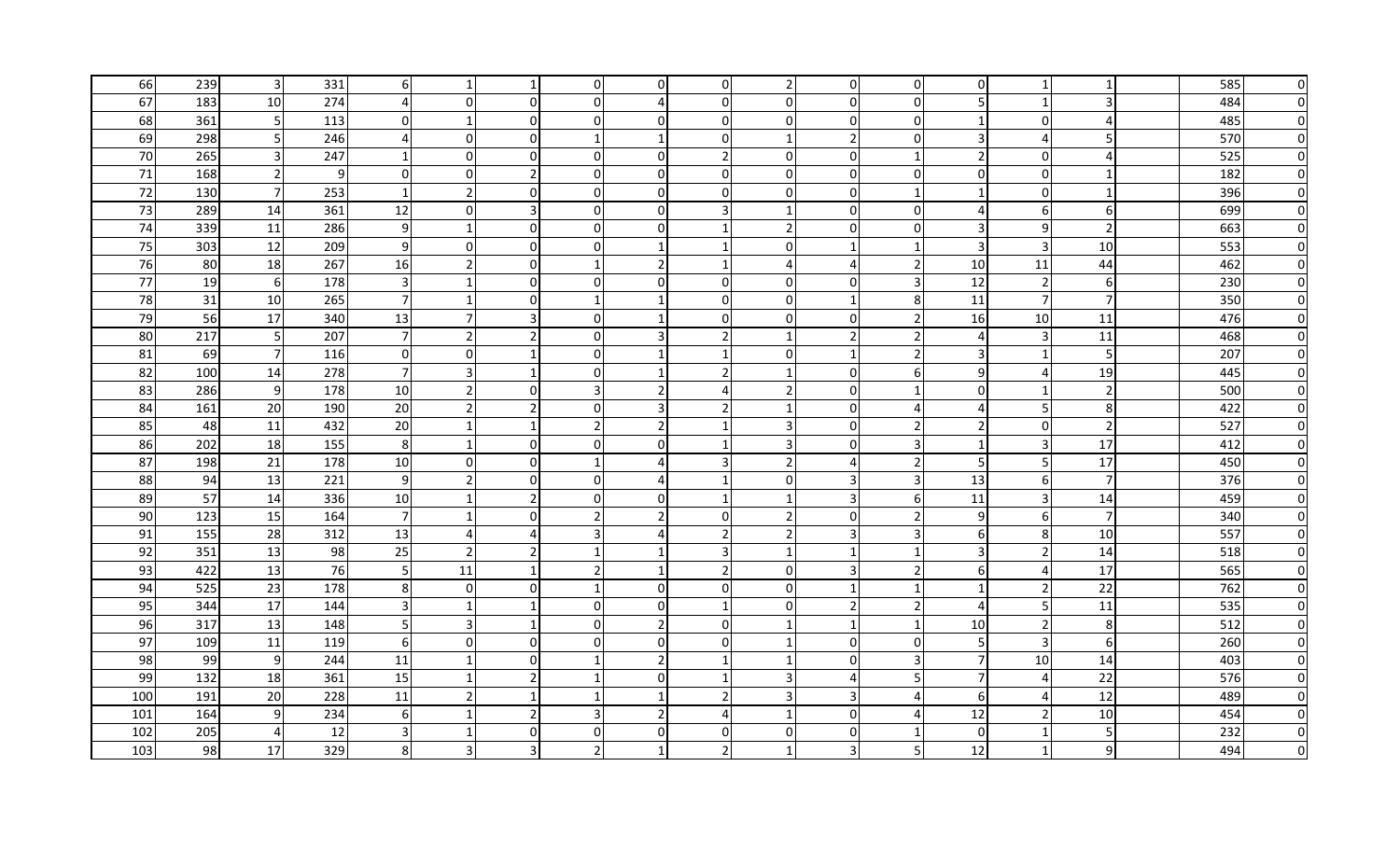| | | | | | | | | | | | | | | | | | | |
|---|---|---|---|---|---|---|---|---|---|---|---|---|---|---|---|---|---|---|
| 66 | 239 | 3 | 331 | 6 | 1 | 1 | 0 | 0 | 0 | 2 | 0 | 0 | 0 | 1 | 1 | | 585 | 0 |
| 67 | 183 | 10 | 274 | 4 | 0 | 0 | 0 | 4 | 0 | 0 | 0 | 0 | 5 | 1 | 3 | | 484 | 0 |
| 68 | 361 | 5 | 113 | 0 | 1 | 0 | 0 | 0 | 0 | 0 | 0 | 0 | 1 | 0 | 4 | | 485 | 0 |
| 69 | 298 | 5 | 246 | 4 | 0 | 0 | 1 | 1 | 0 | 1 | 2 | 0 | 3 | 4 | 5 | | 570 | 0 |
| 70 | 265 | 3 | 247 | 1 | 0 | 0 | 0 | 0 | 2 | 0 | 0 | 1 | 2 | 0 | 4 | | 525 | 0 |
| 71 | 168 | 2 | 9 | 0 | 0 | 2 | 0 | 0 | 0 | 0 | 0 | 0 | 0 | 0 | 1 | | 182 | 0 |
| 72 | 130 | 7 | 253 | 1 | 2 | 0 | 0 | 0 | 0 | 0 | 0 | 1 | 1 | 0 | 1 | | 396 | 0 |
| 73 | 289 | 14 | 361 | 12 | 0 | 3 | 0 | 0 | 3 | 1 | 0 | 0 | 4 | 6 | 6 | | 699 | 0 |
| 74 | 339 | 11 | 286 | 9 | 1 | 0 | 0 | 0 | 1 | 2 | 0 | 0 | 3 | 9 | 2 | | 663 | 0 |
| 75 | 303 | 12 | 209 | 9 | 0 | 0 | 0 | 1 | 1 | 0 | 1 | 1 | 3 | 3 | 10 | | 553 | 0 |
| 76 | 80 | 18 | 267 | 16 | 2 | 0 | 1 | 2 | 1 | 4 | 4 | 2 | 10 | 11 | 44 | | 462 | 0 |
| 77 | 19 | 6 | 178 | 3 | 1 | 0 | 0 | 0 | 0 | 0 | 0 | 3 | 12 | 2 | 6 | | 230 | 0 |
| 78 | 31 | 10 | 265 | 7 | 1 | 0 | 1 | 1 | 0 | 0 | 1 | 8 | 11 | 7 | 7 | | 350 | 0 |
| 79 | 56 | 17 | 340 | 13 | 7 | 3 | 0 | 1 | 0 | 0 | 0 | 2 | 16 | 10 | 11 | | 476 | 0 |
| 80 | 217 | 5 | 207 | 7 | 2 | 2 | 0 | 3 | 2 | 1 | 2 | 2 | 4 | 3 | 11 | | 468 | 0 |
| 81 | 69 | 7 | 116 | 0 | 0 | 1 | 0 | 1 | 1 | 0 | 1 | 2 | 3 | 1 | 5 | | 207 | 0 |
| 82 | 100 | 14 | 278 | 7 | 3 | 1 | 0 | 1 | 2 | 1 | 0 | 6 | 9 | 4 | 19 | | 445 | 0 |
| 83 | 286 | 9 | 178 | 10 | 2 | 0 | 3 | 2 | 4 | 2 | 0 | 1 | 0 | 1 | 2 | | 500 | 0 |
| 84 | 161 | 20 | 190 | 20 | 2 | 2 | 0 | 3 | 2 | 1 | 0 | 4 | 4 | 5 | 8 | | 422 | 0 |
| 85 | 48 | 11 | 432 | 20 | 1 | 1 | 2 | 2 | 1 | 3 | 0 | 2 | 2 | 0 | 2 | | 527 | 0 |
| 86 | 202 | 18 | 155 | 8 | 1 | 0 | 0 | 0 | 1 | 3 | 0 | 3 | 1 | 3 | 17 | | 412 | 0 |
| 87 | 198 | 21 | 178 | 10 | 0 | 0 | 1 | 4 | 3 | 2 | 4 | 2 | 5 | 5 | 17 | | 450 | 0 |
| 88 | 94 | 13 | 221 | 9 | 2 | 0 | 0 | 4 | 1 | 0 | 3 | 3 | 13 | 6 | 7 | | 376 | 0 |
| 89 | 57 | 14 | 336 | 10 | 1 | 2 | 0 | 0 | 1 | 1 | 3 | 6 | 11 | 3 | 14 | | 459 | 0 |
| 90 | 123 | 15 | 164 | 7 | 1 | 0 | 2 | 2 | 0 | 2 | 0 | 2 | 9 | 6 | 7 | | 340 | 0 |
| 91 | 155 | 28 | 312 | 13 | 4 | 4 | 3 | 4 | 2 | 2 | 3 | 3 | 6 | 8 | 10 | | 557 | 0 |
| 92 | 351 | 13 | 98 | 25 | 2 | 2 | 1 | 1 | 3 | 1 | 1 | 1 | 3 | 2 | 14 | | 518 | 0 |
| 93 | 422 | 13 | 76 | 5 | 11 | 1 | 2 | 1 | 2 | 0 | 3 | 2 | 6 | 4 | 17 | | 565 | 0 |
| 94 | 525 | 23 | 178 | 8 | 0 | 0 | 1 | 0 | 0 | 0 | 1 | 1 | 1 | 2 | 22 | | 762 | 0 |
| 95 | 344 | 17 | 144 | 3 | 1 | 1 | 0 | 0 | 1 | 0 | 2 | 2 | 4 | 5 | 11 | | 535 | 0 |
| 96 | 317 | 13 | 148 | 5 | 3 | 1 | 0 | 2 | 0 | 1 | 1 | 1 | 10 | 2 | 8 | | 512 | 0 |
| 97 | 109 | 11 | 119 | 6 | 0 | 0 | 0 | 0 | 0 | 1 | 0 | 0 | 5 | 3 | 6 | | 260 | 0 |
| 98 | 99 | 9 | 244 | 11 | 1 | 0 | 1 | 2 | 1 | 1 | 0 | 3 | 7 | 10 | 14 | | 403 | 0 |
| 99 | 132 | 18 | 361 | 15 | 1 | 2 | 1 | 0 | 1 | 3 | 4 | 5 | 7 | 4 | 22 | | 576 | 0 |
| 100 | 191 | 20 | 228 | 11 | 2 | 1 | 1 | 1 | 2 | 3 | 3 | 4 | 6 | 4 | 12 | | 489 | 0 |
| 101 | 164 | 9 | 234 | 6 | 1 | 2 | 3 | 2 | 4 | 1 | 0 | 4 | 12 | 2 | 10 | | 454 | 0 |
| 102 | 205 | 4 | 12 | 3 | 1 | 0 | 0 | 0 | 0 | 0 | 0 | 1 | 0 | 1 | 5 | | 232 | 0 |
| 103 | 98 | 17 | 329 | 8 | 3 | 3 | 2 | 1 | 2 | 1 | 3 | 5 | 12 | 1 | 9 | | 494 | 0 |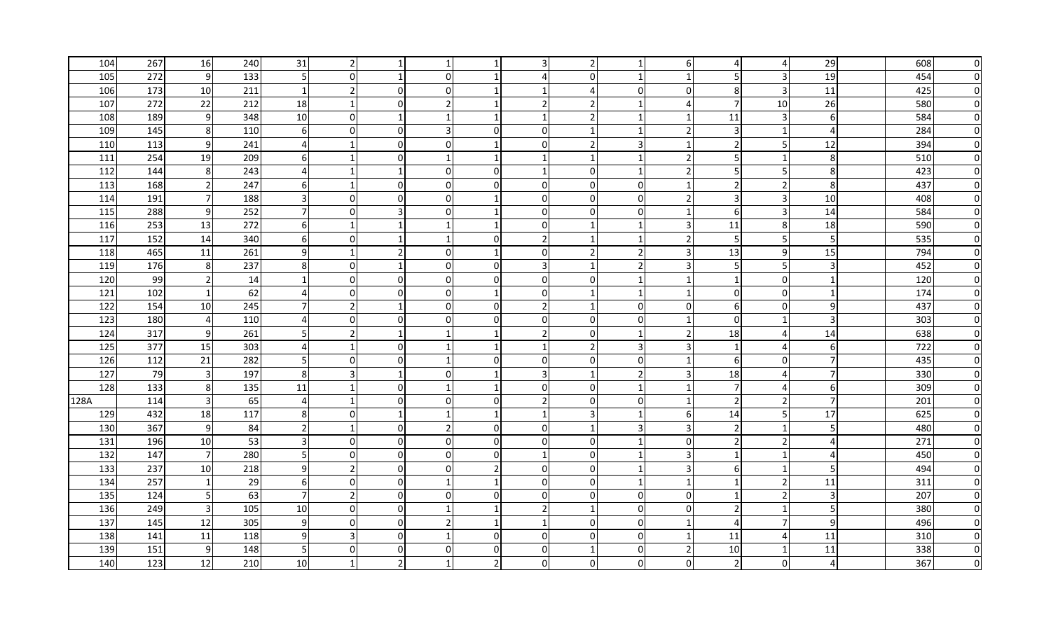| | | | | | | | | | | | | | | | | | | |
|---|---|---|---|---|---|---|---|---|---|---|---|---|---|---|---|---|---|---|
| 104 | 267 | 16 | 240 | 31 | 2 | 1 | 1 | 1 | 3 | 2 | 1 | 6 | 4 | 4 | 29 | | 608 | 0 |
| 105 | 272 | 9 | 133 | 5 | 0 | 1 | 0 | 1 | 4 | 0 | 1 | 1 | 5 | 3 | 19 | | 454 | 0 |
| 106 | 173 | 10 | 211 | 1 | 2 | 0 | 0 | 1 | 1 | 4 | 0 | 0 | 8 | 3 | 11 | | 425 | 0 |
| 107 | 272 | 22 | 212 | 18 | 1 | 0 | 2 | 1 | 2 | 2 | 1 | 4 | 7 | 10 | 26 | | 580 | 0 |
| 108 | 189 | 9 | 348 | 10 | 0 | 1 | 1 | 1 | 1 | 2 | 1 | 1 | 11 | 3 | 6 | | 584 | 0 |
| 109 | 145 | 8 | 110 | 6 | 0 | 0 | 3 | 0 | 0 | 1 | 1 | 2 | 3 | 1 | 4 | | 284 | 0 |
| 110 | 113 | 9 | 241 | 4 | 1 | 0 | 0 | 1 | 0 | 2 | 3 | 1 | 2 | 5 | 12 | | 394 | 0 |
| 111 | 254 | 19 | 209 | 6 | 1 | 0 | 1 | 1 | 1 | 1 | 1 | 2 | 5 | 1 | 8 | | 510 | 0 |
| 112 | 144 | 8 | 243 | 4 | 1 | 1 | 0 | 0 | 1 | 0 | 1 | 2 | 5 | 5 | 8 | | 423 | 0 |
| 113 | 168 | 2 | 247 | 6 | 1 | 0 | 0 | 0 | 0 | 0 | 0 | 1 | 2 | 2 | 8 | | 437 | 0 |
| 114 | 191 | 7 | 188 | 3 | 0 | 0 | 0 | 1 | 0 | 0 | 0 | 2 | 3 | 3 | 10 | | 408 | 0 |
| 115 | 288 | 9 | 252 | 7 | 0 | 3 | 0 | 1 | 0 | 0 | 0 | 1 | 6 | 3 | 14 | | 584 | 0 |
| 116 | 253 | 13 | 272 | 6 | 1 | 1 | 1 | 1 | 0 | 1 | 1 | 3 | 11 | 8 | 18 | | 590 | 0 |
| 117 | 152 | 14 | 340 | 6 | 0 | 1 | 1 | 0 | 2 | 1 | 1 | 2 | 5 | 5 | 5 | | 535 | 0 |
| 118 | 465 | 11 | 261 | 9 | 1 | 2 | 0 | 1 | 0 | 2 | 2 | 3 | 13 | 9 | 15 | | 794 | 0 |
| 119 | 176 | 8 | 237 | 8 | 0 | 1 | 0 | 0 | 3 | 1 | 2 | 3 | 5 | 5 | 3 | | 452 | 0 |
| 120 | 99 | 2 | 14 | 1 | 0 | 0 | 0 | 0 | 0 | 0 | 1 | 1 | 1 | 0 | 1 | | 120 | 0 |
| 121 | 102 | 1 | 62 | 4 | 0 | 0 | 0 | 1 | 0 | 1 | 1 | 1 | 0 | 0 | 1 | | 174 | 0 |
| 122 | 154 | 10 | 245 | 7 | 2 | 1 | 0 | 0 | 2 | 1 | 0 | 0 | 6 | 0 | 9 | | 437 | 0 |
| 123 | 180 | 4 | 110 | 4 | 0 | 0 | 0 | 0 | 0 | 0 | 0 | 1 | 0 | 1 | 3 | | 303 | 0 |
| 124 | 317 | 9 | 261 | 5 | 2 | 1 | 1 | 1 | 2 | 0 | 1 | 2 | 18 | 4 | 14 | | 638 | 0 |
| 125 | 377 | 15 | 303 | 4 | 1 | 0 | 1 | 1 | 1 | 2 | 3 | 3 | 1 | 4 | 6 | | 722 | 0 |
| 126 | 112 | 21 | 282 | 5 | 0 | 0 | 1 | 0 | 0 | 0 | 0 | 1 | 6 | 0 | 7 | | 435 | 0 |
| 127 | 79 | 3 | 197 | 8 | 3 | 1 | 0 | 1 | 3 | 1 | 2 | 3 | 18 | 4 | 7 | | 330 | 0 |
| 128 | 133 | 8 | 135 | 11 | 1 | 0 | 1 | 1 | 0 | 0 | 1 | 1 | 7 | 4 | 6 | | 309 | 0 |
| 128A | 114 | 3 | 65 | 4 | 1 | 0 | 0 | 0 | 2 | 0 | 0 | 1 | 2 | 2 | 7 | | 201 | 0 |
| 129 | 432 | 18 | 117 | 8 | 0 | 1 | 1 | 1 | 1 | 3 | 1 | 6 | 14 | 5 | 17 | | 625 | 0 |
| 130 | 367 | 9 | 84 | 2 | 1 | 0 | 2 | 0 | 0 | 1 | 3 | 3 | 2 | 1 | 5 | | 480 | 0 |
| 131 | 196 | 10 | 53 | 3 | 0 | 0 | 0 | 0 | 0 | 0 | 1 | 0 | 2 | 2 | 4 | | 271 | 0 |
| 132 | 147 | 7 | 280 | 5 | 0 | 0 | 0 | 0 | 1 | 0 | 1 | 3 | 1 | 1 | 4 | | 450 | 0 |
| 133 | 237 | 10 | 218 | 9 | 2 | 0 | 0 | 2 | 0 | 0 | 1 | 3 | 6 | 1 | 5 | | 494 | 0 |
| 134 | 257 | 1 | 29 | 6 | 0 | 0 | 1 | 1 | 0 | 0 | 1 | 1 | 1 | 2 | 11 | | 311 | 0 |
| 135 | 124 | 5 | 63 | 7 | 2 | 0 | 0 | 0 | 0 | 0 | 0 | 0 | 1 | 2 | 3 | | 207 | 0 |
| 136 | 249 | 3 | 105 | 10 | 0 | 0 | 1 | 1 | 2 | 1 | 0 | 0 | 2 | 1 | 5 | | 380 | 0 |
| 137 | 145 | 12 | 305 | 9 | 0 | 0 | 2 | 1 | 1 | 0 | 0 | 1 | 4 | 7 | 9 | | 496 | 0 |
| 138 | 141 | 11 | 118 | 9 | 3 | 0 | 1 | 0 | 0 | 0 | 0 | 1 | 11 | 4 | 11 | | 310 | 0 |
| 139 | 151 | 9 | 148 | 5 | 0 | 0 | 0 | 0 | 0 | 1 | 0 | 2 | 10 | 1 | 11 | | 338 | 0 |
| 140 | 123 | 12 | 210 | 10 | 1 | 2 | 1 | 2 | 0 | 0 | 0 | 0 | 2 | 0 | 4 | | 367 | 0 |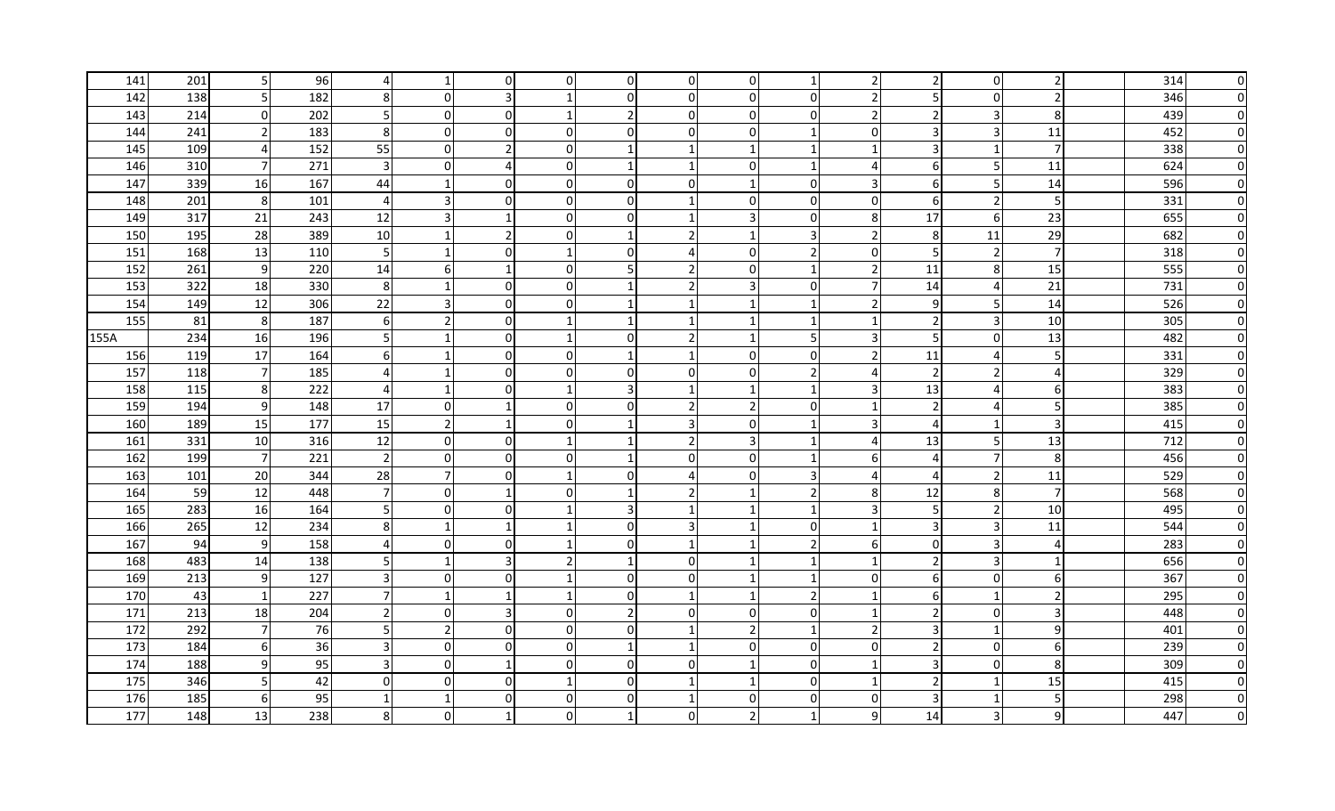| 141 | 201 | 5 | 96 | 4 | 1 | 0 | 0 | 0 | 0 | 0 | 1 | 2 | 2 | 0 | 2 | | 314 | 0 |
|---|---|---|---|---|---|---|---|---|---|---|---|---|---|---|---|---|---|---|
| 142 | 138 | 5 | 182 | 8 | 0 | 3 | 1 | 0 | 0 | 0 | 0 | 2 | 5 | 0 | 2 | | 346 | 0 |
| 143 | 214 | 0 | 202 | 5 | 0 | 0 | 1 | 2 | 0 | 0 | 0 | 2 | 2 | 3 | 8 | | 439 | 0 |
| 144 | 241 | 2 | 183 | 8 | 0 | 0 | 0 | 0 | 0 | 0 | 1 | 0 | 3 | 3 | 11 | | 452 | 0 |
| 145 | 109 | 4 | 152 | 55 | 0 | 2 | 0 | 1 | 1 | 1 | 1 | 1 | 3 | 1 | 7 | | 338 | 0 |
| 146 | 310 | 7 | 271 | 3 | 0 | 4 | 0 | 1 | 1 | 0 | 1 | 4 | 6 | 5 | 11 | | 624 | 0 |
| 147 | 339 | 16 | 167 | 44 | 1 | 0 | 0 | 0 | 0 | 1 | 0 | 3 | 6 | 5 | 14 | | 596 | 0 |
| 148 | 201 | 8 | 101 | 4 | 3 | 0 | 0 | 0 | 1 | 0 | 0 | 0 | 6 | 2 | 5 | | 331 | 0 |
| 149 | 317 | 21 | 243 | 12 | 3 | 1 | 0 | 0 | 1 | 3 | 0 | 8 | 17 | 6 | 23 | | 655 | 0 |
| 150 | 195 | 28 | 389 | 10 | 1 | 2 | 0 | 1 | 2 | 1 | 3 | 2 | 8 | 11 | 29 | | 682 | 0 |
| 151 | 168 | 13 | 110 | 5 | 1 | 0 | 1 | 0 | 4 | 0 | 2 | 0 | 5 | 2 | 7 | | 318 | 0 |
| 152 | 261 | 9 | 220 | 14 | 6 | 1 | 0 | 5 | 2 | 0 | 1 | 2 | 11 | 8 | 15 | | 555 | 0 |
| 153 | 322 | 18 | 330 | 8 | 1 | 0 | 0 | 1 | 2 | 3 | 0 | 7 | 14 | 4 | 21 | | 731 | 0 |
| 154 | 149 | 12 | 306 | 22 | 3 | 0 | 0 | 1 | 1 | 1 | 1 | 2 | 9 | 5 | 14 | | 526 | 0 |
| 155 | 81 | 8 | 187 | 6 | 2 | 0 | 1 | 1 | 1 | 1 | 1 | 1 | 2 | 3 | 10 | | 305 | 0 |
| 155A | 234 | 16 | 196 | 5 | 1 | 0 | 1 | 0 | 2 | 1 | 5 | 3 | 5 | 0 | 13 | | 482 | 0 |
| 156 | 119 | 17 | 164 | 6 | 1 | 0 | 0 | 1 | 1 | 0 | 0 | 2 | 11 | 4 | 5 | | 331 | 0 |
| 157 | 118 | 7 | 185 | 4 | 1 | 0 | 0 | 0 | 0 | 0 | 2 | 4 | 2 | 2 | 4 | | 329 | 0 |
| 158 | 115 | 8 | 222 | 4 | 1 | 0 | 1 | 3 | 1 | 1 | 1 | 3 | 13 | 4 | 6 | | 383 | 0 |
| 159 | 194 | 9 | 148 | 17 | 0 | 1 | 0 | 0 | 2 | 2 | 0 | 1 | 2 | 4 | 5 | | 385 | 0 |
| 160 | 189 | 15 | 177 | 15 | 2 | 1 | 0 | 1 | 3 | 0 | 1 | 3 | 4 | 1 | 3 | | 415 | 0 |
| 161 | 331 | 10 | 316 | 12 | 0 | 0 | 1 | 1 | 2 | 3 | 1 | 4 | 13 | 5 | 13 | | 712 | 0 |
| 162 | 199 | 7 | 221 | 2 | 0 | 0 | 0 | 1 | 0 | 0 | 1 | 6 | 4 | 7 | 8 | | 456 | 0 |
| 163 | 101 | 20 | 344 | 28 | 7 | 0 | 1 | 0 | 4 | 0 | 3 | 4 | 4 | 2 | 11 | | 529 | 0 |
| 164 | 59 | 12 | 448 | 7 | 0 | 1 | 0 | 1 | 2 | 1 | 2 | 8 | 12 | 8 | 7 | | 568 | 0 |
| 165 | 283 | 16 | 164 | 5 | 0 | 0 | 1 | 3 | 1 | 1 | 1 | 3 | 5 | 2 | 10 | | 495 | 0 |
| 166 | 265 | 12 | 234 | 8 | 1 | 1 | 1 | 0 | 3 | 1 | 0 | 1 | 3 | 3 | 11 | | 544 | 0 |
| 167 | 94 | 9 | 158 | 4 | 0 | 0 | 1 | 0 | 1 | 1 | 2 | 6 | 0 | 3 | 4 | | 283 | 0 |
| 168 | 483 | 14 | 138 | 5 | 1 | 3 | 2 | 1 | 0 | 1 | 1 | 1 | 2 | 3 | 1 | | 656 | 0 |
| 169 | 213 | 9 | 127 | 3 | 0 | 0 | 1 | 0 | 0 | 1 | 1 | 0 | 6 | 0 | 6 | | 367 | 0 |
| 170 | 43 | 1 | 227 | 7 | 1 | 1 | 1 | 0 | 1 | 1 | 2 | 1 | 6 | 1 | 2 | | 295 | 0 |
| 171 | 213 | 18 | 204 | 2 | 0 | 3 | 0 | 2 | 0 | 0 | 0 | 1 | 2 | 0 | 3 | | 448 | 0 |
| 172 | 292 | 7 | 76 | 5 | 2 | 0 | 0 | 0 | 1 | 2 | 1 | 2 | 3 | 1 | 9 | | 401 | 0 |
| 173 | 184 | 6 | 36 | 3 | 0 | 0 | 0 | 1 | 1 | 0 | 0 | 0 | 2 | 0 | 6 | | 239 | 0 |
| 174 | 188 | 9 | 95 | 3 | 0 | 1 | 0 | 0 | 0 | 1 | 0 | 1 | 3 | 0 | 8 | | 309 | 0 |
| 175 | 346 | 5 | 42 | 0 | 0 | 0 | 1 | 0 | 1 | 1 | 0 | 1 | 2 | 1 | 15 | | 415 | 0 |
| 176 | 185 | 6 | 95 | 1 | 1 | 0 | 0 | 0 | 1 | 0 | 0 | 0 | 3 | 1 | 5 | | 298 | 0 |
| 177 | 148 | 13 | 238 | 8 | 0 | 1 | 0 | 1 | 0 | 2 | 1 | 9 | 14 | 3 | 9 | | 447 | 0 |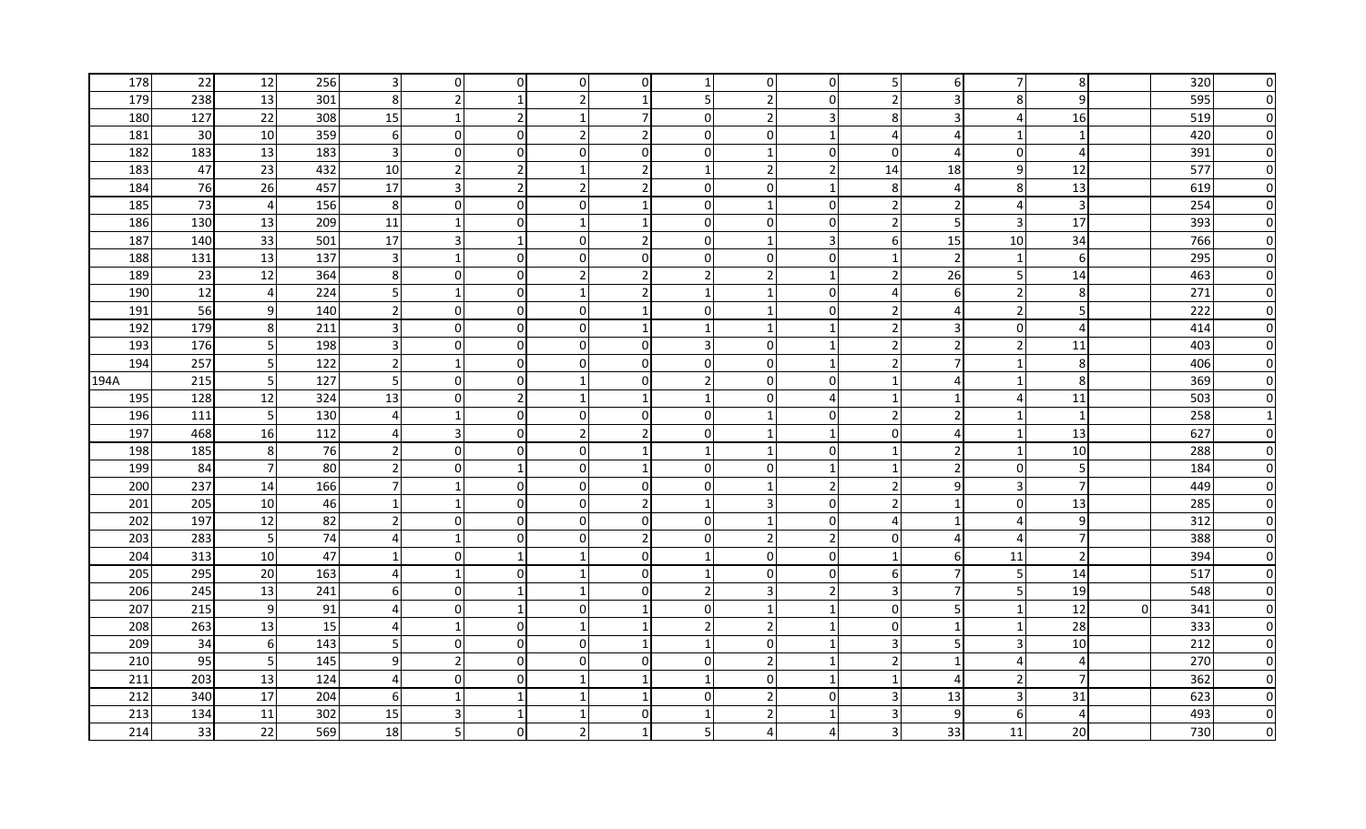| | | | | | | | | | | | | | | | | | | |
|---|---|---|---|---|---|---|---|---|---|---|---|---|---|---|---|---|---|---|
| 178 | 22 | 12 | 256 | 3 | 0 | 0 | 0 | 0 | 1 | 0 | 0 | 5 | 6 | 7 | 8 | | 320 | 0 |
| 179 | 238 | 13 | 301 | 8 | 2 | 1 | 2 | 1 | 5 | 2 | 0 | 2 | 3 | 8 | 9 | | 595 | 0 |
| 180 | 127 | 22 | 308 | 15 | 1 | 2 | 1 | 7 | 0 | 2 | 3 | 8 | 3 | 4 | 16 | | 519 | 0 |
| 181 | 30 | 10 | 359 | 6 | 0 | 0 | 2 | 2 | 0 | 0 | 1 | 4 | 4 | 1 | 1 | | 420 | 0 |
| 182 | 183 | 13 | 183 | 3 | 0 | 0 | 0 | 0 | 0 | 1 | 0 | 0 | 4 | 0 | 4 | | 391 | 0 |
| 183 | 47 | 23 | 432 | 10 | 2 | 2 | 1 | 2 | 1 | 2 | 2 | 14 | 18 | 9 | 12 | | 577 | 0 |
| 184 | 76 | 26 | 457 | 17 | 3 | 2 | 2 | 2 | 0 | 0 | 1 | 8 | 4 | 8 | 13 | | 619 | 0 |
| 185 | 73 | 4 | 156 | 8 | 0 | 0 | 0 | 1 | 0 | 1 | 0 | 2 | 2 | 4 | 3 | | 254 | 0 |
| 186 | 130 | 13 | 209 | 11 | 1 | 0 | 1 | 1 | 0 | 0 | 0 | 2 | 5 | 3 | 17 | | 393 | 0 |
| 187 | 140 | 33 | 501 | 17 | 3 | 1 | 0 | 2 | 0 | 1 | 3 | 6 | 15 | 10 | 34 | | 766 | 0 |
| 188 | 131 | 13 | 137 | 3 | 1 | 0 | 0 | 0 | 0 | 0 | 0 | 1 | 2 | 1 | 6 | | 295 | 0 |
| 189 | 23 | 12 | 364 | 8 | 0 | 0 | 2 | 2 | 2 | 2 | 1 | 2 | 26 | 5 | 14 | | 463 | 0 |
| 190 | 12 | 4 | 224 | 5 | 1 | 0 | 1 | 2 | 1 | 1 | 0 | 4 | 6 | 2 | 8 | | 271 | 0 |
| 191 | 56 | 9 | 140 | 2 | 0 | 0 | 0 | 1 | 0 | 1 | 0 | 2 | 4 | 2 | 5 | | 222 | 0 |
| 192 | 179 | 8 | 211 | 3 | 0 | 0 | 0 | 1 | 1 | 1 | 1 | 2 | 3 | 0 | 4 | | 414 | 0 |
| 193 | 176 | 5 | 198 | 3 | 0 | 0 | 0 | 0 | 3 | 0 | 1 | 2 | 2 | 2 | 11 | | 403 | 0 |
| 194 | 257 | 5 | 122 | 2 | 1 | 0 | 0 | 0 | 0 | 0 | 1 | 2 | 7 | 1 | 8 | | 406 | 0 |
| 194A | 215 | 5 | 127 | 5 | 0 | 0 | 1 | 0 | 2 | 0 | 0 | 1 | 4 | 1 | 8 | | 369 | 0 |
| 195 | 128 | 12 | 324 | 13 | 0 | 2 | 1 | 1 | 1 | 0 | 4 | 1 | 1 | 4 | 11 | | 503 | 0 |
| 196 | 111 | 5 | 130 | 4 | 1 | 0 | 0 | 0 | 0 | 1 | 0 | 2 | 2 | 1 | 1 | | 258 | 1 |
| 197 | 468 | 16 | 112 | 4 | 3 | 0 | 2 | 2 | 0 | 1 | 1 | 0 | 4 | 1 | 13 | | 627 | 0 |
| 198 | 185 | 8 | 76 | 2 | 0 | 0 | 0 | 1 | 1 | 1 | 0 | 1 | 2 | 1 | 10 | | 288 | 0 |
| 199 | 84 | 7 | 80 | 2 | 0 | 1 | 0 | 1 | 0 | 0 | 1 | 1 | 2 | 0 | 5 | | 184 | 0 |
| 200 | 237 | 14 | 166 | 7 | 1 | 0 | 0 | 0 | 0 | 1 | 2 | 2 | 9 | 3 | 7 | | 449 | 0 |
| 201 | 205 | 10 | 46 | 1 | 1 | 0 | 0 | 2 | 1 | 3 | 0 | 2 | 1 | 0 | 13 | | 285 | 0 |
| 202 | 197 | 12 | 82 | 2 | 0 | 0 | 0 | 0 | 0 | 1 | 0 | 4 | 1 | 4 | 9 | | 312 | 0 |
| 203 | 283 | 5 | 74 | 4 | 1 | 0 | 0 | 2 | 0 | 2 | 2 | 0 | 4 | 4 | 7 | | 388 | 0 |
| 204 | 313 | 10 | 47 | 1 | 0 | 1 | 1 | 0 | 1 | 0 | 0 | 1 | 6 | 11 | 2 | | 394 | 0 |
| 205 | 295 | 20 | 163 | 4 | 1 | 0 | 1 | 0 | 1 | 0 | 0 | 6 | 7 | 5 | 14 | | 517 | 0 |
| 206 | 245 | 13 | 241 | 6 | 0 | 1 | 1 | 0 | 2 | 3 | 2 | 3 | 7 | 5 | 19 | | 548 | 0 |
| 207 | 215 | 9 | 91 | 4 | 0 | 1 | 0 | 1 | 0 | 1 | 1 | 0 | 5 | 1 | 12 | 0 | 341 | 0 |
| 208 | 263 | 13 | 15 | 4 | 1 | 0 | 1 | 1 | 2 | 2 | 1 | 0 | 1 | 1 | 28 | | 333 | 0 |
| 209 | 34 | 6 | 143 | 5 | 0 | 0 | 0 | 1 | 1 | 0 | 1 | 3 | 5 | 3 | 10 | | 212 | 0 |
| 210 | 95 | 5 | 145 | 9 | 2 | 0 | 0 | 0 | 0 | 2 | 1 | 2 | 1 | 4 | 4 | | 270 | 0 |
| 211 | 203 | 13 | 124 | 4 | 0 | 0 | 1 | 1 | 1 | 0 | 1 | 1 | 4 | 2 | 7 | | 362 | 0 |
| 212 | 340 | 17 | 204 | 6 | 1 | 1 | 1 | 1 | 0 | 2 | 0 | 3 | 13 | 3 | 31 | | 623 | 0 |
| 213 | 134 | 11 | 302 | 15 | 3 | 1 | 1 | 0 | 1 | 2 | 1 | 3 | 9 | 6 | 4 | | 493 | 0 |
| 214 | 33 | 22 | 569 | 18 | 5 | 0 | 2 | 1 | 5 | 4 | 4 | 3 | 33 | 11 | 20 | | 730 | 0 |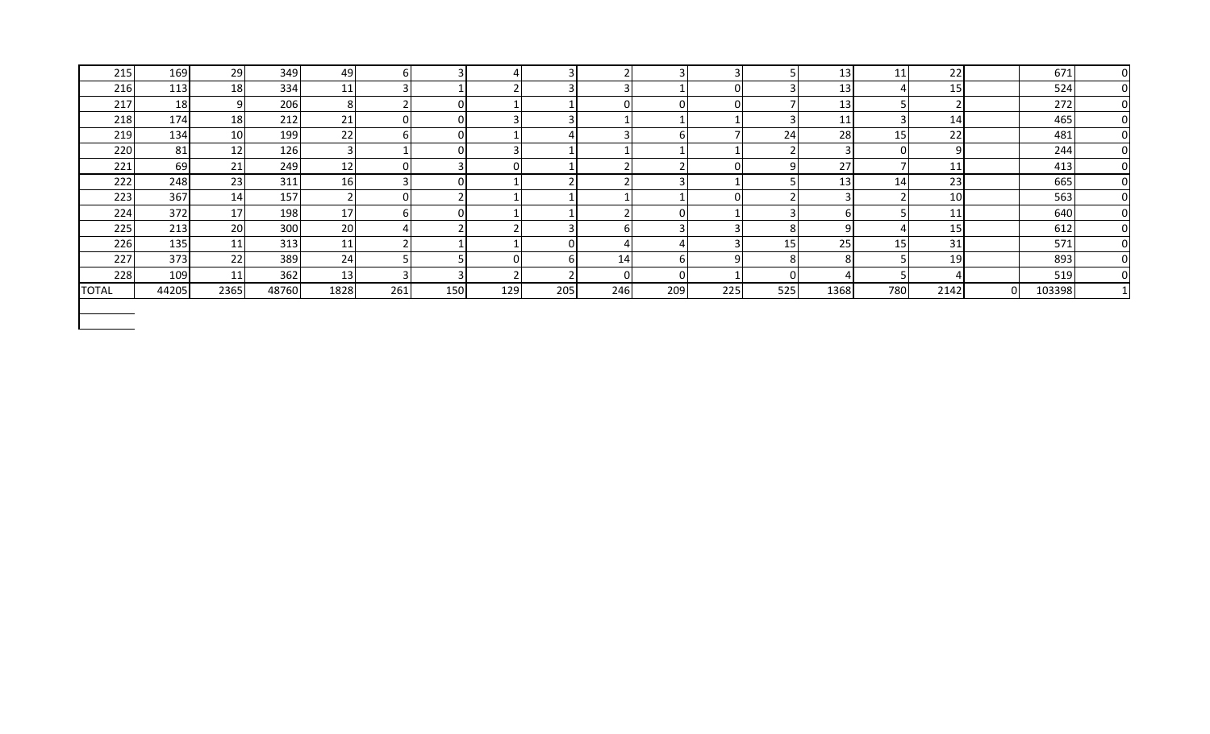| | | | | | | | | | | | | | | | | | | |
|---|---|---|---|---|---|---|---|---|---|---|---|---|---|---|---|---|---|---|
| 215 | 169 | 29 | 349 | 49 | 6 | 3 | 4 | 3 | 2 | 3 | 3 | 5 | 13 | 11 | 22 | | 671 | 0 |
| 216 | 113 | 18 | 334 | 11 | 3 | 1 | 2 | 3 | 3 | 1 | 0 | 3 | 13 | 4 | 15 | | 524 | 0 |
| 217 | 18 | 9 | 206 | 8 | 2 | 0 | 1 | 1 | 0 | 0 | 0 | 7 | 13 | 5 | 2 | | 272 | 0 |
| 218 | 174 | 18 | 212 | 21 | 0 | 0 | 3 | 3 | 1 | 1 | 1 | 3 | 11 | 3 | 14 | | 465 | 0 |
| 219 | 134 | 10 | 199 | 22 | 6 | 0 | 1 | 4 | 3 | 6 | 7 | 24 | 28 | 15 | 22 | | 481 | 0 |
| 220 | 81 | 12 | 126 | 3 | 1 | 0 | 3 | 1 | 1 | 1 | 1 | 2 | 3 | 0 | 9 | | 244 | 0 |
| 221 | 69 | 21 | 249 | 12 | 0 | 3 | 0 | 1 | 2 | 2 | 0 | 9 | 27 | 7 | 11 | | 413 | 0 |
| 222 | 248 | 23 | 311 | 16 | 3 | 0 | 1 | 2 | 2 | 3 | 1 | 5 | 13 | 14 | 23 | | 665 | 0 |
| 223 | 367 | 14 | 157 | 2 | 0 | 2 | 1 | 1 | 1 | 1 | 0 | 2 | 3 | 2 | 10 | | 563 | 0 |
| 224 | 372 | 17 | 198 | 17 | 6 | 0 | 1 | 1 | 2 | 0 | 1 | 3 | 6 | 5 | 11 | | 640 | 0 |
| 225 | 213 | 20 | 300 | 20 | 4 | 2 | 2 | 3 | 6 | 3 | 3 | 8 | 9 | 4 | 15 | | 612 | 0 |
| 226 | 135 | 11 | 313 | 11 | 2 | 1 | 1 | 0 | 4 | 4 | 3 | 15 | 25 | 15 | 31 | | 571 | 0 |
| 227 | 373 | 22 | 389 | 24 | 5 | 5 | 0 | 6 | 14 | 6 | 9 | 8 | 8 | 5 | 19 | | 893 | 0 |
| 228 | 109 | 11 | 362 | 13 | 3 | 3 | 2 | 2 | 0 | 0 | 1 | 0 | 4 | 5 | 4 | | 519 | 0 |
| TOTAL | 44205 | 2365 | 48760 | 1828 | 261 | 150 | 129 | 205 | 246 | 209 | 225 | 525 | 1368 | 780 | 2142 | 0 | 103398 | 1 |